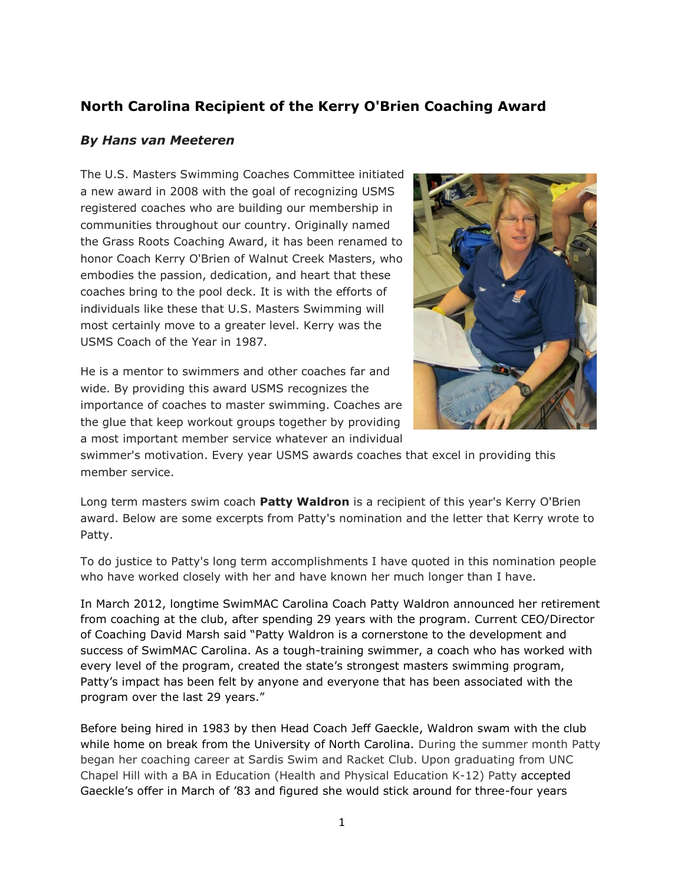## North Carolina Recipient of the Kerry O'Brien Coaching Award

### *By Hans van Meeteren*

The U.S. Masters Swimming Coaches Committee initiated a new award in 2008 with the goal of recognizing USMS registered coaches who are building our membership in communities throughout our country. Originally named the Grass Roots Coaching Award, it has been renamed to honor Coach Kerry O'Brien of Walnut Creek Masters, who embodies the passion, dedication, and heart that these coaches bring to the pool deck. It is with the efforts of individuals like these that U.S. Masters Swimming will most certainly move to a greater level. Kerry was the USMS Coach of the Year in 1987.

He is a mentor to swimmers and other coaches far and wide. By providing this award USMS recognizes the importance of coaches to master swimming. Coaches are the glue that keep workout groups together by providing a most important member service whatever an individual swimmer's motivation. Every year USMS awards coaches that excel in providing this member service.

Long term masters swim coach **Patty Waldron** is a recipient of this year's Kerry O'Brien award. Below are some excerpts from Patty's nomination and the letter that Kerry wrote to Patty.

To do justice to Patty's long term accomplishments I have quoted in this nomination people who have worked closely with her and have known her much longer than I have.

In March 2012, longtime SwimMAC Carolina Coach Patty Waldron announced her retirement from coaching at the club, after spending 29 years with the program. Current CEO/Director of Coaching David Marsh said "Patty Waldron is a cornerstone to the development and success of SwimMAC Carolina. As a tough-training swimmer, a coach who has worked with every level of the program, created the state's strongest masters swimming program, Patty's impact has been felt by anyone and everyone that has been associated with the program over the last 29 years."

Before being hired in 1983 by then Head Coach Jeff Gaeckle, Waldron swam with the club while home on break from the University of North Carolina. During the summer month Patty began her coaching career at Sardis Swim and Racket Club. Upon graduating from UNC Chapel Hill with a BA in Education (Health and Physical Education K-12) Patty accepted Gaeckle's offer in March of '83 and figured she would stick around for three-four years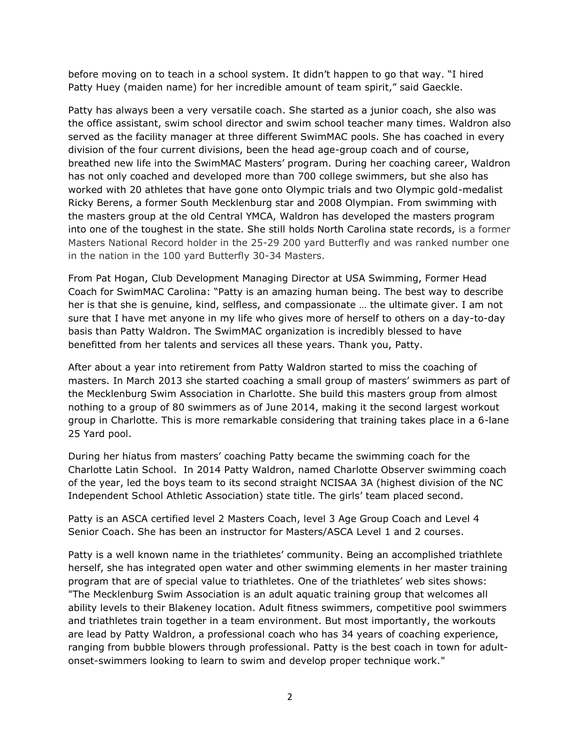before moving on to teach in a school system. It didn't happen to go that way. "I hired Patty Huey (maiden name) for her incredible amount of team spirit," said Gaeckle.

Patty has always been a very versatile coach. She started as a junior coach, she also was the office assistant, swim school director and swim school teacher many times. Waldron also served as the facility manager at three different SwimMAC pools. She has coached in every division of the four current divisions, been the head age-group coach and of course, breathed new life into the SwimMAC Masters' program. During her coaching career, Waldron has not only coached and developed more than 700 college swimmers, but she also has worked with 20 athletes that have gone onto Olympic trials and two Olympic gold-medalist Ricky Berens, a former South Mecklenburg star and 2008 Olympian. From swimming with the masters group at the old Central YMCA, Waldron has developed the masters program into one of the toughest in the state. She still holds North Carolina state records, is a former Masters National Record holder in the 25-29 200 yard Butterfly and was ranked number one in the nation in the 100 yard Butterfly 30-34 Masters.

From Pat Hogan, Club Development Managing Director at USA Swimming, Former Head Coach for SwimMAC Carolina: "Patty is an amazing human being. The best way to describe her is that she is genuine, kind, selfless, and compassionate … the ultimate giver. I am not sure that I have met anyone in my life who gives more of herself to others on a day-to-day basis than Patty Waldron. The SwimMAC organization is incredibly blessed to have benefitted from her talents and services all these years. Thank you, Patty.

After about a year into retirement from Patty Waldron started to miss the coaching of masters. In March 2013 she started coaching a small group of masters' swimmers as part of the Mecklenburg Swim Association in Charlotte. She build this masters group from almost nothing to a group of 80 swimmers as of June 2014, making it the second largest workout group in Charlotte. This is more remarkable considering that training takes place in a 6-lane 25 Yard pool.

During her hiatus from masters' coaching Patty became the swimming coach for the Charlotte Latin School. In 2014 Patty Waldron, named Charlotte Observer swimming coach of the year, led the boys team to its second straight NCISAA 3A (highest division of the NC Independent School Athletic Association) state title. The girls' team placed second.

Patty is an ASCA certified level 2 Masters Coach, level 3 Age Group Coach and Level 4 Senior Coach. She has been an instructor for Masters/ASCA Level 1 and 2 courses.

Patty is a well known name in the triathletes' community. Being an accomplished triathlete herself, she has integrated open water and other swimming elements in her master training program that are of special value to triathletes. One of the triathletes' web sites shows: "The Mecklenburg Swim Association is an adult aquatic training group that welcomes all ability levels to their Blakeney location. Adult fitness swimmers, competitive pool swimmers and triathletes train together in a team environment. But most importantly, the workouts are lead by Patty Waldron, a professional coach who has 34 years of coaching experience, ranging from bubble blowers through professional. Patty is the best coach in town for adult-onset-swimmers looking to learn to swim and develop proper technique work."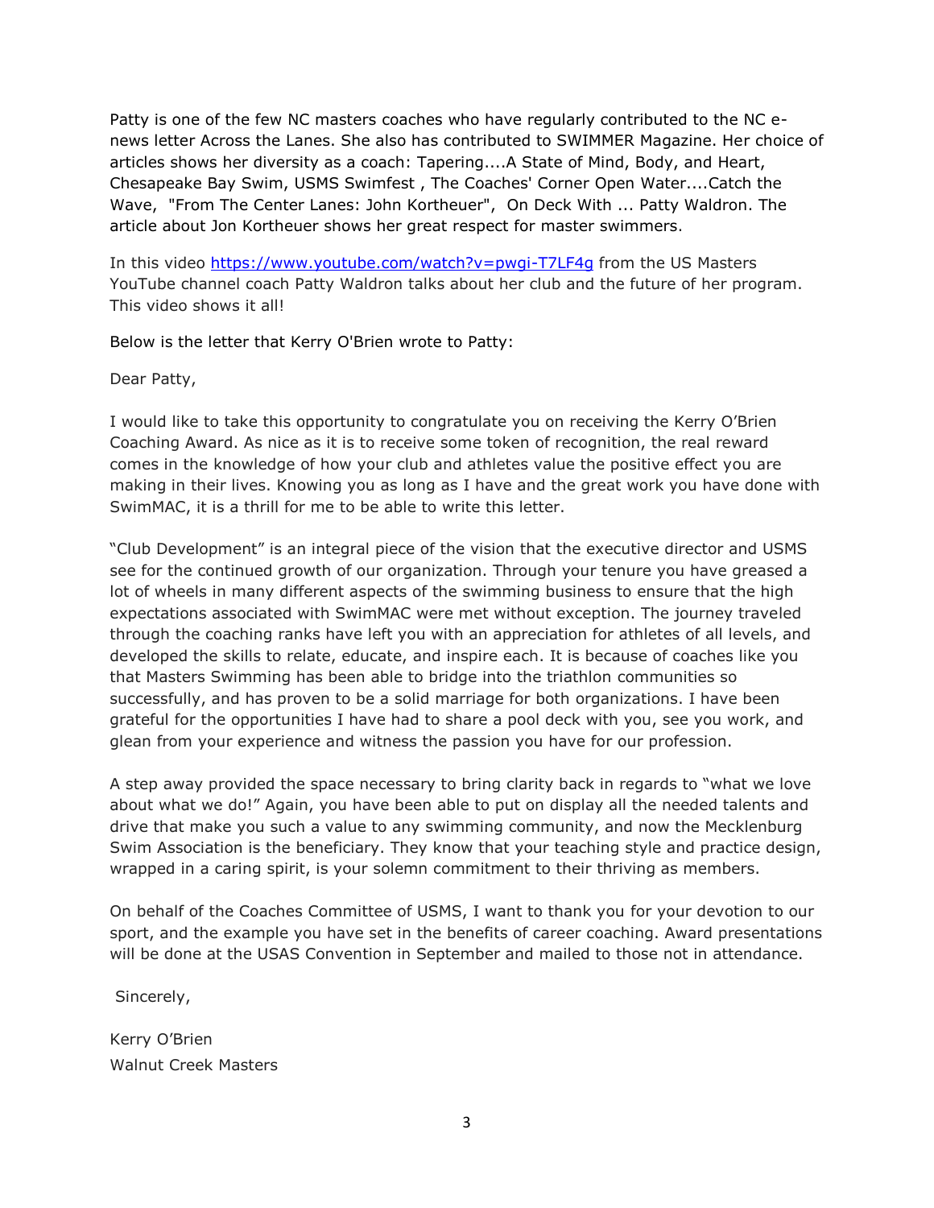Patty is one of the few NC masters coaches who have regularly contributed to the NC e-news letter Across the Lanes. She also has contributed to SWIMMER Magazine. Her choice of articles shows her diversity as a coach: Tapering....A State of Mind, Body, and Heart, Chesapeake Bay Swim, USMS Swimfest , The Coaches' Corner Open Water....Catch the Wave, "From The Center Lanes: John Kortheuer", On Deck With ... Patty Waldron. The article about Jon Kortheuer shows her great respect for master swimmers.

In this video [https://www.youtube.com/watch?v=pwgi-T7LF4g](https://www.youtube.com/watch?v=pwgi-T7LF4g) from the US Masters YouTube channel coach Patty Waldron talks about her club and the future of her program. This video shows it all!

Below is the letter that Kerry O'Brien wrote to Patty:

Dear Patty,

I would like to take this opportunity to congratulate you on receiving the Kerry O'Brien Coaching Award. As nice as it is to receive some token of recognition, the real reward comes in the knowledge of how your club and athletes value the positive effect you are making in their lives. Knowing you as long as I have and the great work you have done with SwimMAC, it is a thrill for me to be able to write this letter.

"Club Development" is an integral piece of the vision that the executive director and USMS see for the continued growth of our organization. Through your tenure you have greased a lot of wheels in many different aspects of the swimming business to ensure that the high expectations associated with SwimMAC were met without exception. The journey traveled through the coaching ranks have left you with an appreciation for athletes of all levels, and developed the skills to relate, educate, and inspire each. It is because of coaches like you that Masters Swimming has been able to bridge into the triathlon communities so successfully, and has proven to be a solid marriage for both organizations. I have been grateful for the opportunities I have had to share a pool deck with you, see you work, and glean from your experience and witness the passion you have for our profession.

A step away provided the space necessary to bring clarity back in regards to "what we love about what we do!" Again, you have been able to put on display all the needed talents and drive that make you such a value to any swimming community, and now the Mecklenburg Swim Association is the beneficiary. They know that your teaching style and practice design, wrapped in a caring spirit, is your solemn commitment to their thriving as members.

On behalf of the Coaches Committee of USMS, I want to thank you for your devotion to our sport, and the example you have set in the benefits of career coaching. Award presentations will be done at the USAS Convention in September and mailed to those not in attendance.

Sincerely,

Kerry O'Brien
Walnut Creek Masters